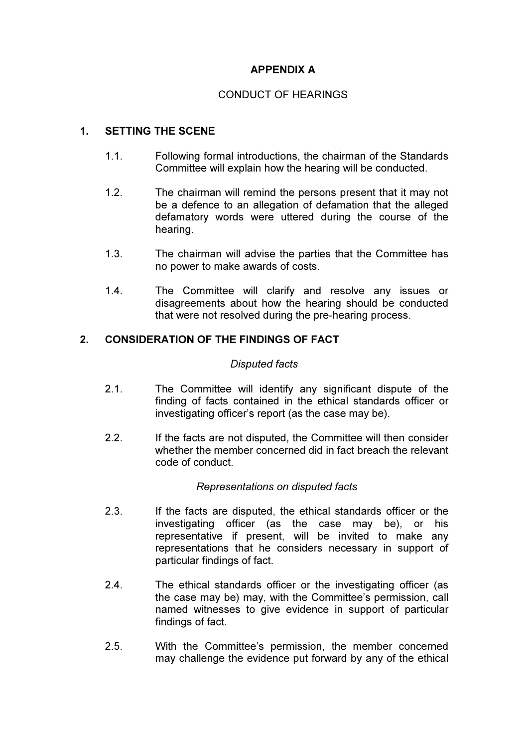# APPENDIX A

## CONDUCT OF HEARINGS

### 1. SETTING THE SCENE

1.1. Following formal introductions, the chairman of the Standards Committee will explain how the hearing will be conducted.

1.2. The chairman will remind the persons present that it may not be a defence to an allegation of defamation that the alleged defamatory words were uttered during the course of the hearing.

1.3. The chairman will advise the parties that the Committee has no power to make awards of costs.

1.4. The Committee will clarify and resolve any issues or disagreements about how the hearing should be conducted that were not resolved during the pre-hearing process.

### 2. CONSIDERATION OF THE FINDINGS OF FACT

*Disputed facts*

2.1. The Committee will identify any significant dispute of the finding of facts contained in the ethical standards officer or investigating officer's report (as the case may be).

2.2. If the facts are not disputed, the Committee will then consider whether the member concerned did in fact breach the relevant code of conduct.

*Representations on disputed facts*

2.3. If the facts are disputed, the ethical standards officer or the investigating officer (as the case may be), or his representative if present, will be invited to make any representations that he considers necessary in support of particular findings of fact.

2.4. The ethical standards officer or the investigating officer (as the case may be) may, with the Committee's permission, call named witnesses to give evidence in support of particular findings of fact.

2.5. With the Committee's permission, the member concerned may challenge the evidence put forward by any of the ethical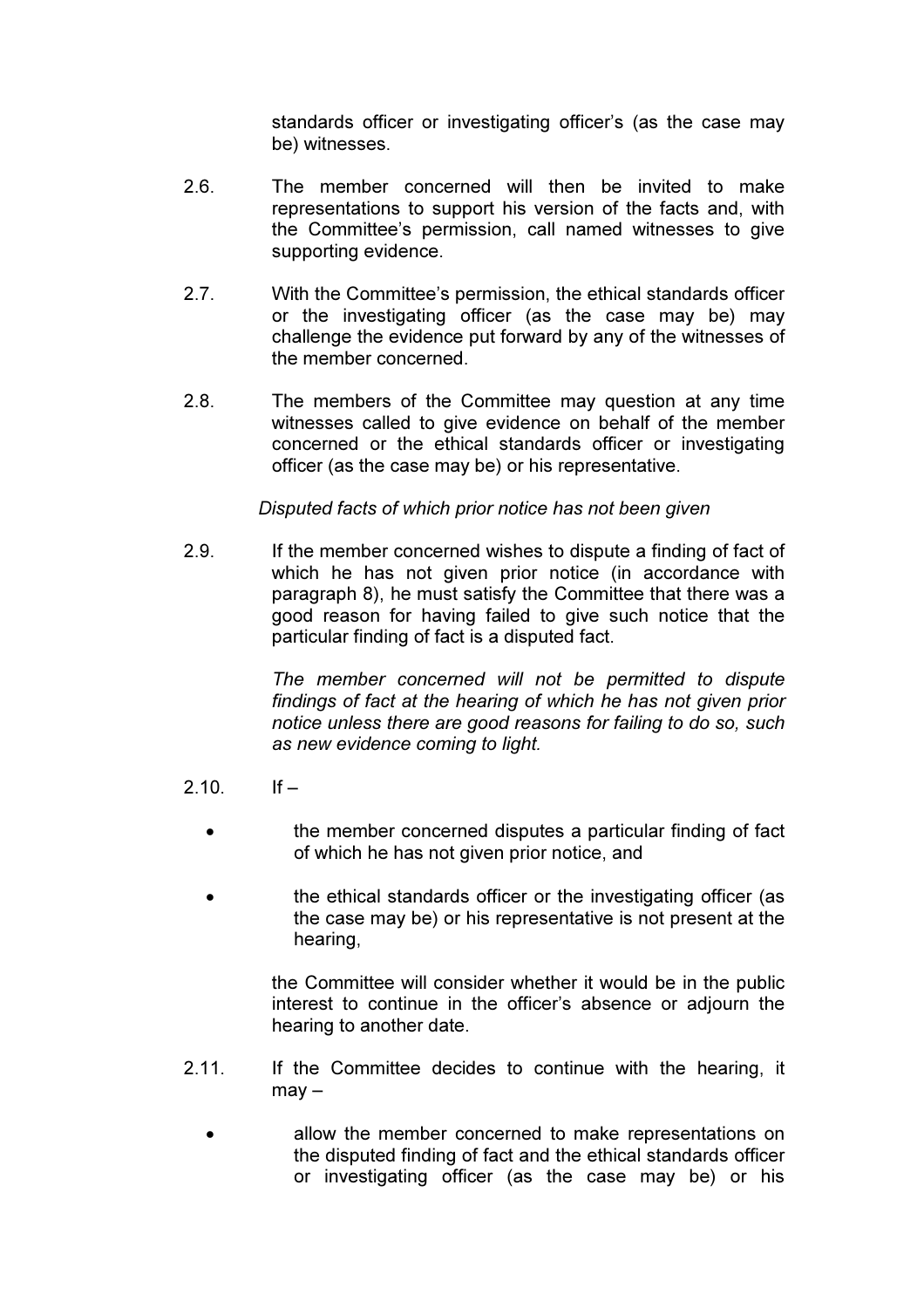standards officer or investigating officer's (as the case may be) witnesses.

2.6. The member concerned will then be invited to make representations to support his version of the facts and, with the Committee's permission, call named witnesses to give supporting evidence.

2.7. With the Committee's permission, the ethical standards officer or the investigating officer (as the case may be) may challenge the evidence put forward by any of the witnesses of the member concerned.

2.8. The members of the Committee may question at any time witnesses called to give evidence on behalf of the member concerned or the ethical standards officer or investigating officer (as the case may be) or his representative.

*Disputed facts of which prior notice has not been given*

2.9. If the member concerned wishes to dispute a finding of fact of which he has not given prior notice (in accordance with paragraph 8), he must satisfy the Committee that there was a good reason for having failed to give such notice that the particular finding of fact is a disputed fact.

*The member concerned will not be permitted to dispute findings of fact at the hearing of which he has not given prior notice unless there are good reasons for failing to do so, such as new evidence coming to light.*

2.10. If –

- the member concerned disputes a particular finding of fact of which he has not given prior notice, and
- the ethical standards officer or the investigating officer (as the case may be) or his representative is not present at the hearing,

the Committee will consider whether it would be in the public interest to continue in the officer's absence or adjourn the hearing to another date.

2.11. If the Committee decides to continue with the hearing, it may –

- allow the member concerned to make representations on the disputed finding of fact and the ethical standards officer or investigating officer (as the case may be) or his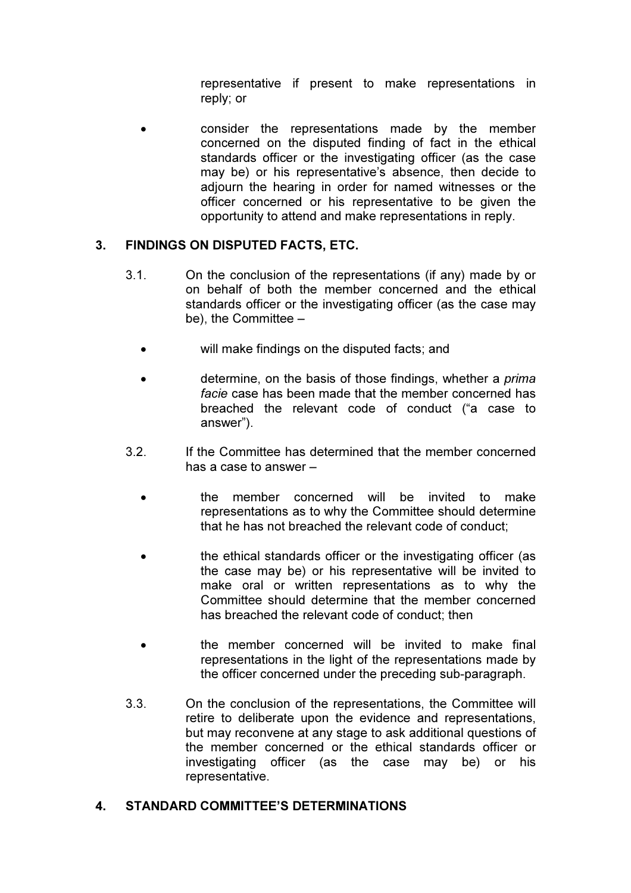representative if present to make representations in reply; or

- consider the representations made by the member concerned on the disputed finding of fact in the ethical standards officer or the investigating officer (as the case may be) or his representative's absence, then decide to adjourn the hearing in order for named witnesses or the officer concerned or his representative to be given the opportunity to attend and make representations in reply.

## 3. FINDINGS ON DISPUTED FACTS, ETC.

3.1. On the conclusion of the representations (if any) made by or on behalf of both the member concerned and the ethical standards officer or the investigating officer (as the case may be), the Committee –

- will make findings on the disputed facts; and
- determine, on the basis of those findings, whether a *prima facie* case has been made that the member concerned has breached the relevant code of conduct ("a case to answer").

3.2. If the Committee has determined that the member concerned has a case to answer –

- the member concerned will be invited to make representations as to why the Committee should determine that he has not breached the relevant code of conduct;
- the ethical standards officer or the investigating officer (as the case may be) or his representative will be invited to make oral or written representations as to why the Committee should determine that the member concerned has breached the relevant code of conduct; then
- the member concerned will be invited to make final representations in the light of the representations made by the officer concerned under the preceding sub-paragraph.

3.3. On the conclusion of the representations, the Committee will retire to deliberate upon the evidence and representations, but may reconvene at any stage to ask additional questions of the member concerned or the ethical standards officer or investigating officer (as the case may be) or his representative.

## 4. STANDARD COMMITTEE'S DETERMINATIONS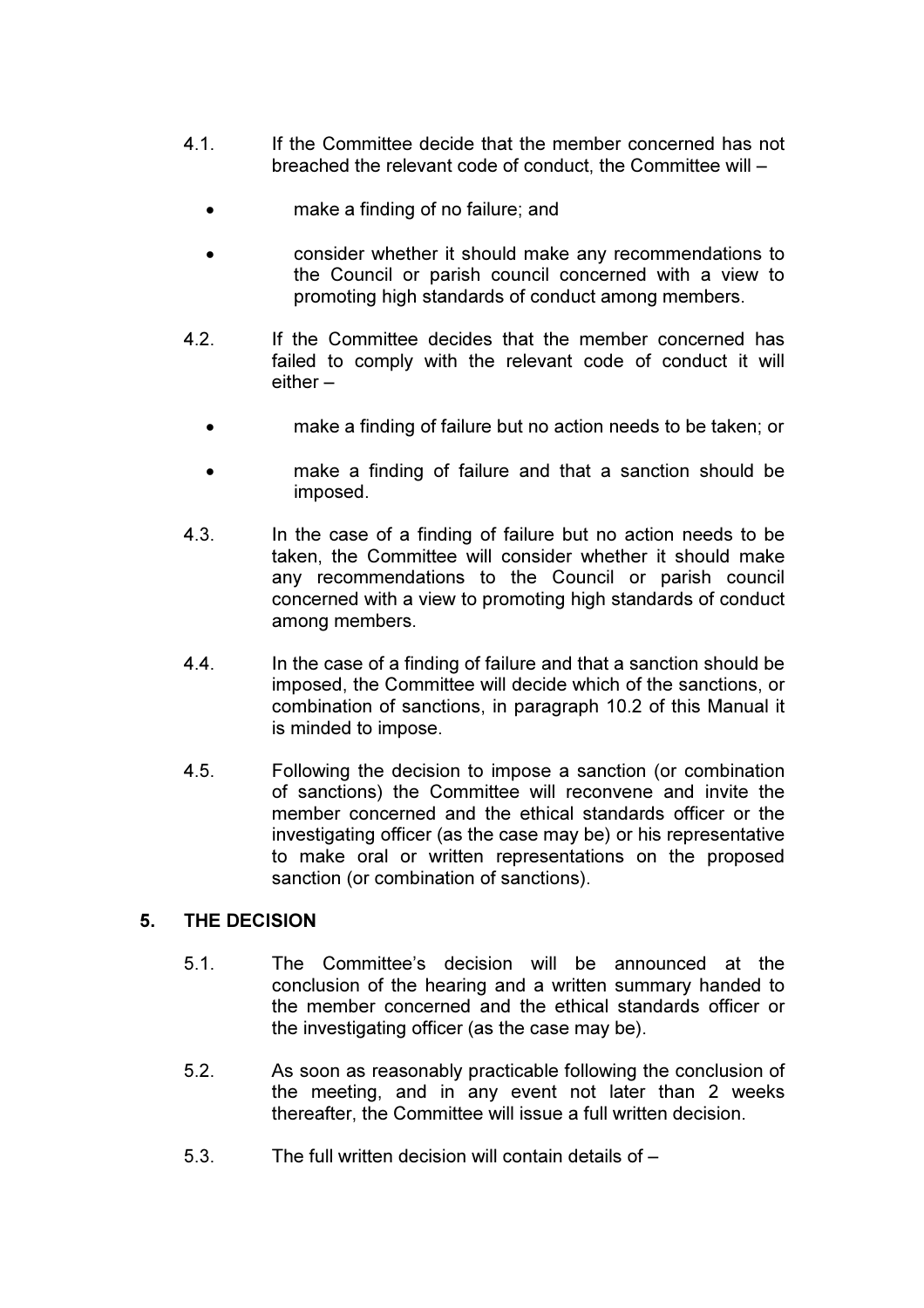4.1. If the Committee decide that the member concerned has not breached the relevant code of conduct, the Committee will –

- make a finding of no failure; and
- consider whether it should make any recommendations to the Council or parish council concerned with a view to promoting high standards of conduct among members.

4.2. If the Committee decides that the member concerned has failed to comply with the relevant code of conduct it will either –

- make a finding of failure but no action needs to be taken; or
- make a finding of failure and that a sanction should be imposed.

4.3. In the case of a finding of failure but no action needs to be taken, the Committee will consider whether it should make any recommendations to the Council or parish council concerned with a view to promoting high standards of conduct among members.

4.4. In the case of a finding of failure and that a sanction should be imposed, the Committee will decide which of the sanctions, or combination of sanctions, in paragraph 10.2 of this Manual it is minded to impose.

4.5. Following the decision to impose a sanction (or combination of sanctions) the Committee will reconvene and invite the member concerned and the ethical standards officer or the investigating officer (as the case may be) or his representative to make oral or written representations on the proposed sanction (or combination of sanctions).

## 5. THE DECISION

5.1. The Committee's decision will be announced at the conclusion of the hearing and a written summary handed to the member concerned and the ethical standards officer or the investigating officer (as the case may be).

5.2. As soon as reasonably practicable following the conclusion of the meeting, and in any event not later than 2 weeks thereafter, the Committee will issue a full written decision.

5.3. The full written decision will contain details of –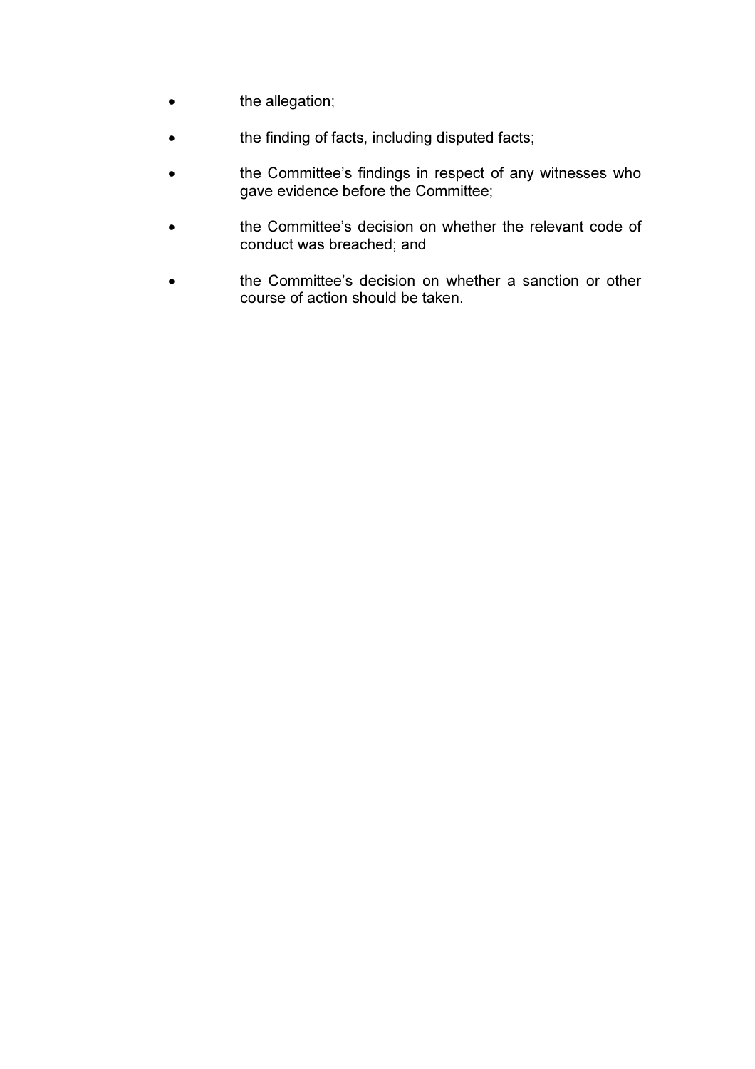- the allegation;
- the finding of facts, including disputed facts;
- the Committee's findings in respect of any witnesses who gave evidence before the Committee;
- the Committee's decision on whether the relevant code of conduct was breached; and
- the Committee's decision on whether a sanction or other course of action should be taken.